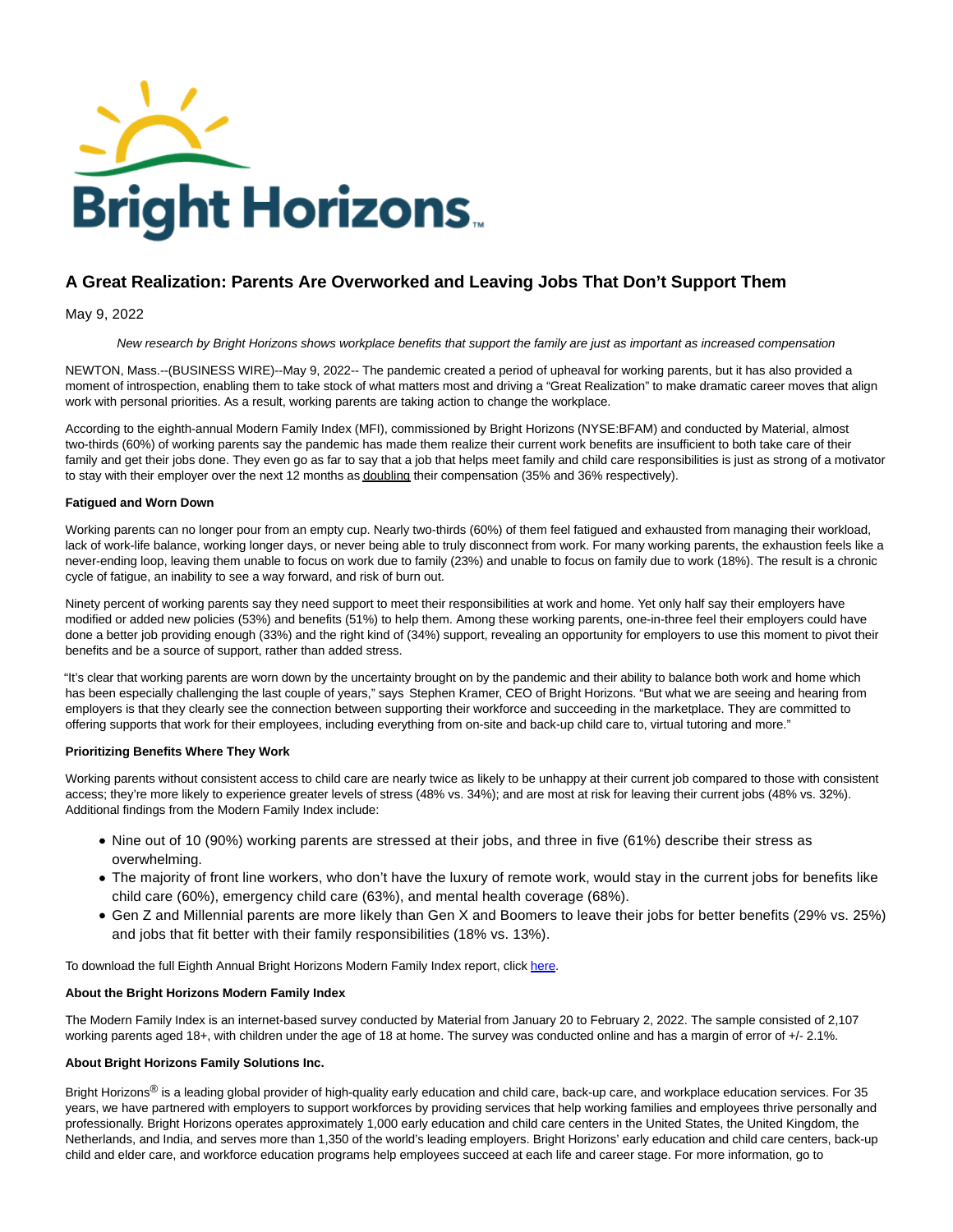# A Great Realization: Parents Are Overworked and Leaving Jobs That Don't Support Them

May 9, 2022

*New research by Bright Horizons shows workplace benefits that support the family are just as important as increased compensation*

NEWTON, Mass.--(BUSINESS WIRE)--May 9, 2022-- The pandemic created a period of upheaval for working parents, but it has also provided a moment of introspection, enabling them to take stock of what matters most and driving a "Great Realization" to make dramatic career moves that align work with personal priorities. As a result, working parents are taking action to change the workplace.

According to the eighth-annual Modern Family Index (MFI), commissioned by Bright Horizons (NYSE:BFAM) and conducted by Material, almost two-thirds (60%) of working parents say the pandemic has made them realize their current work benefits are insufficient to both take care of their family and get their jobs done. They even go as far to say that a job that helps meet family and child care responsibilities is just as strong of a motivator to stay with their employer over the next 12 months as doubling their compensation (35% and 36% respectively).

**Fatigued and Worn Down**

Working parents can no longer pour from an empty cup. Nearly two-thirds (60%) of them feel fatigued and exhausted from managing their workload, lack of work-life balance, working longer days, or never being able to truly disconnect from work. For many working parents, the exhaustion feels like a never-ending loop, leaving them unable to focus on work due to family (23%) and unable to focus on family due to work (18%). The result is a chronic cycle of fatigue, an inability to see a way forward, and risk of burn out.

Ninety percent of working parents say they need support to meet their responsibilities at work and home. Yet only half say their employers have modified or added new policies (53%) and benefits (51%) to help them. Among these working parents, one-in-three feel their employers could have done a better job providing enough (33%) and the right kind of (34%) support, revealing an opportunity for employers to use this moment to pivot their benefits and be a source of support, rather than added stress.

"It's clear that working parents are worn down by the uncertainty brought on by the pandemic and their ability to balance both work and home which has been especially challenging the last couple of years," says Stephen Kramer, CEO of Bright Horizons. "But what we are seeing and hearing from employers is that they clearly see the connection between supporting their workforce and succeeding in the marketplace. They are committed to offering supports that work for their employees, including everything from on-site and back-up child care to, virtual tutoring and more."

**Prioritizing Benefits Where They Work**

Working parents without consistent access to child care are nearly twice as likely to be unhappy at their current job compared to those with consistent access; they're more likely to experience greater levels of stress (48% vs. 34%); and are most at risk for leaving their current jobs (48% vs. 32%). Additional findings from the Modern Family Index include:

- Nine out of 10 (90%) working parents are stressed at their jobs, and three in five (61%) describe their stress as overwhelming.
- The majority of front line workers, who don't have the luxury of remote work, would stay in the current jobs for benefits like child care (60%), emergency child care (63%), and mental health coverage (68%).
- Gen Z and Millennial parents are more likely than Gen X and Boomers to leave their jobs for better benefits (29% vs. 25%) and jobs that fit better with their family responsibilities (18% vs. 13%).

To download the full Eighth Annual Bright Horizons Modern Family Index report, click here.

**About the Bright Horizons Modern Family Index**

The Modern Family Index is an internet-based survey conducted by Material from January 20 to February 2, 2022. The sample consisted of 2,107 working parents aged 18+, with children under the age of 18 at home. The survey was conducted online and has a margin of error of +/- 2.1%.

**About Bright Horizons Family Solutions Inc.**

Bright Horizons® is a leading global provider of high-quality early education and child care, back-up care, and workplace education services. For 35 years, we have partnered with employers to support workforces by providing services that help working families and employees thrive personally and professionally. Bright Horizons operates approximately 1,000 early education and child care centers in the United States, the United Kingdom, the Netherlands, and India, and serves more than 1,350 of the world's leading employers. Bright Horizons' early education and child care centers, back-up child and elder care, and workforce education programs help employees succeed at each life and career stage. For more information, go to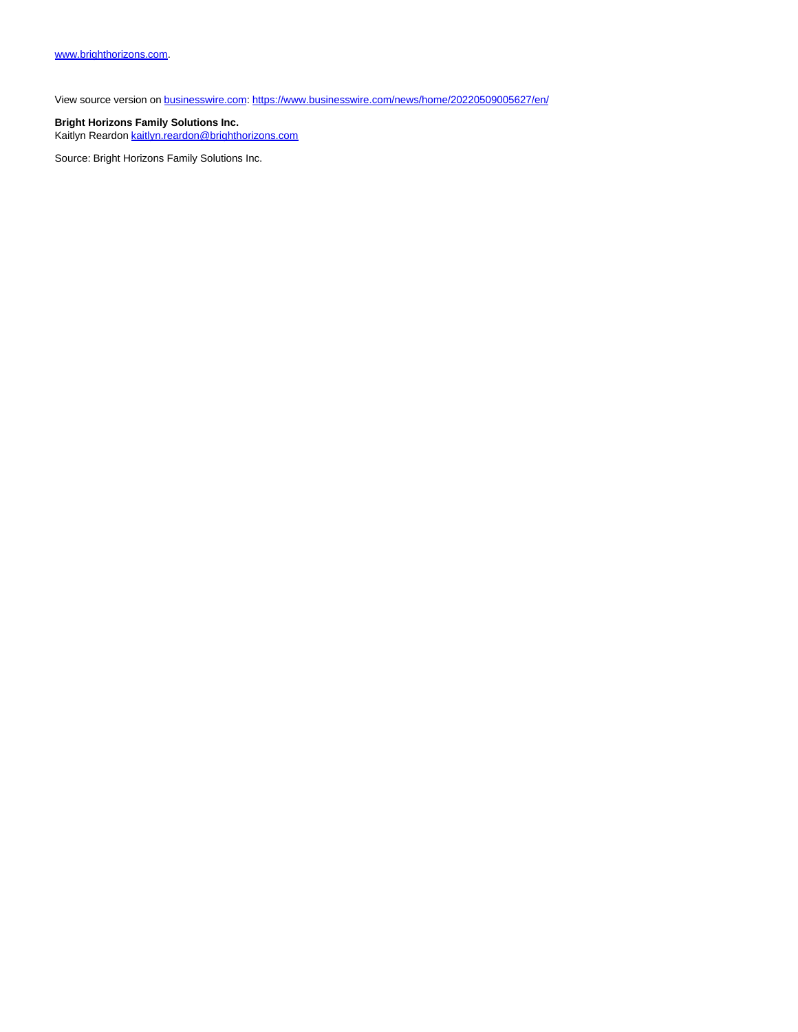www.brighthorizons.com.

View source version on businesswire.com: https://www.businesswire.com/news/home/20220509005627/en/

**Bright Horizons Family Solutions Inc.**
Kaitlyn Reardon kaitlyn.reardon@brighthorizons.com

Source: Bright Horizons Family Solutions Inc.